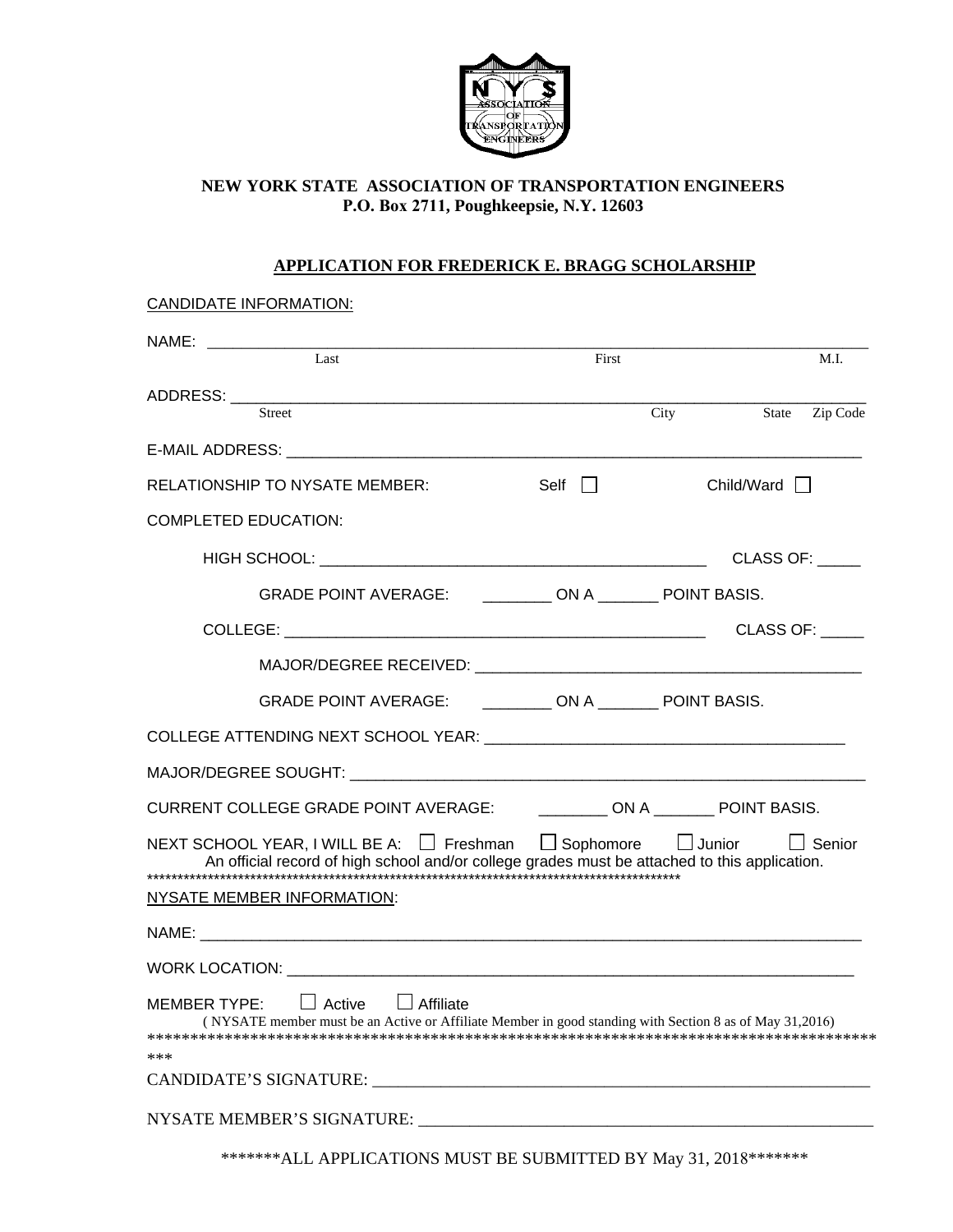**NEW YORK STATE ASSOCIATION OF TRANSPORTATION ENGINEERS**
**P.O. Box 2711, Poughkeepsie, N.Y. 12603**

## APPLICATION FOR FREDERICK E. BRAGG SCHOLARSHIP

CANDIDATE INFORMATION:

NAME: ______________________________________________________________________________
Last First M.I.

ADDRESS: ___________________________________________________________________________
Street City State Zip Code

E-MAIL ADDRESS: _____________________________________________________________________

RELATIONSHIP TO NYSATE MEMBER: Self ☐ Child/Ward ☐

COMPLETED EDUCATION:

HIGH SCHOOL: _____________________________________________ CLASS OF: _____

GRADE POINT AVERAGE: ________ ON A _______ POINT BASIS.

COLLEGE: _________________________________________________ CLASS OF: _____

MAJOR/DEGREE RECEIVED: ____________________________________________

GRADE POINT AVERAGE: ________ ON A _______ POINT BASIS.

COLLEGE ATTENDING NEXT SCHOOL YEAR: ________________________________________

MAJOR/DEGREE SOUGHT: _____________________________________________________________

CURRENT COLLEGE GRADE POINT AVERAGE: ________ ON A _______ POINT BASIS.

NEXT SCHOOL YEAR, I WILL BE A: ☐ Freshman ☐ Sophomore ☐ Junior ☐ Senior

An official record of high school and/or college grades must be attached to this application.

**********************************************************************************************

NYSATE MEMBER INFORMATION:

NAME: ______________________________________________________________________________

WORK LOCATION: ____________________________________________________________________

MEMBER TYPE: ☐ Active ☐ Affiliate

( NYSATE member must be an Active or Affiliate Member in good standing with Section 8 as of May 31,2016)

**********************************************************************************************
***

CANDIDATE'S SIGNATURE: ___________________________________________________________

NYSATE MEMBER'S SIGNATURE: _______________________________________________________

*******ALL APPLICATIONS MUST BE SUBMITTED BY May 31, 2018*******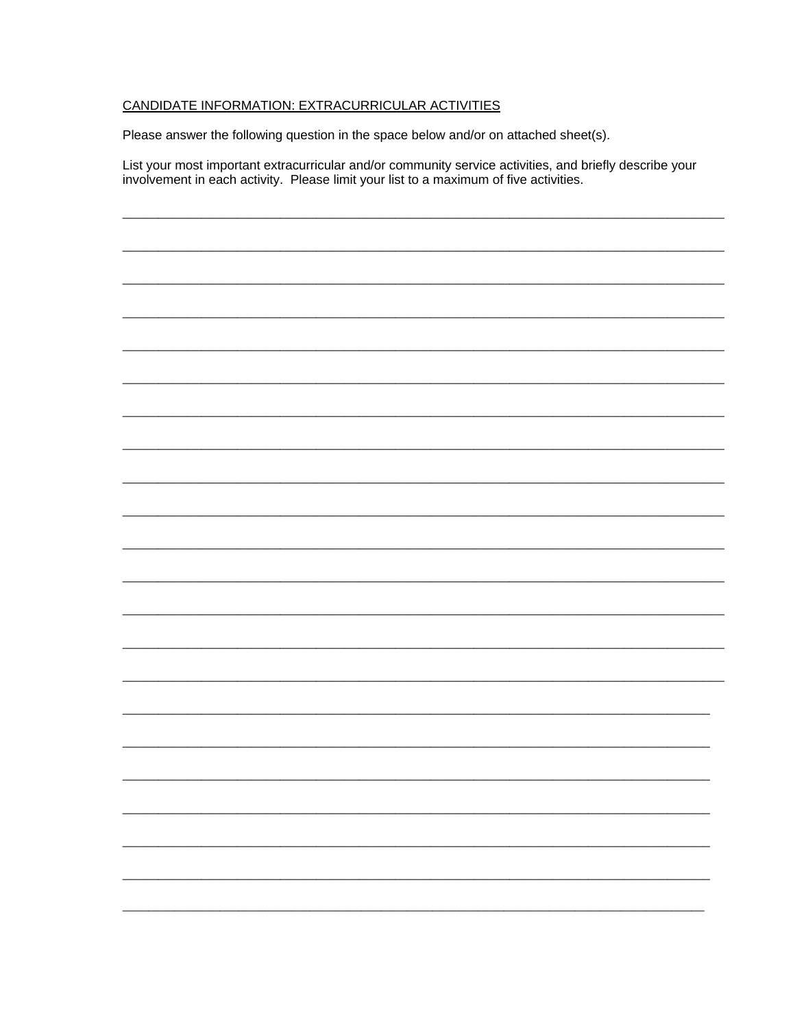CANDIDATE INFORMATION: EXTRACURRICULAR ACTIVITIES

Please answer the following question in the space below and/or on attached sheet(s).

List your most important extracurricular and/or community service activities, and briefly describe your involvement in each activity. Please limit your list to a maximum of five activities.

\_\_\_\_\_\_\_\_\_\_\_\_\_\_\_\_\_\_\_\_\_\_\_\_\_\_\_\_\_\_\_\_\_\_\_\_\_\_\_\_\_\_\_\_\_\_\_\_\_\_\_\_\_\_\_\_\_\_\_\_\_\_\_\_\_\_\_\_\_\_\_\_\_\_\_\_

\_\_\_\_\_\_\_\_\_\_\_\_\_\_\_\_\_\_\_\_\_\_\_\_\_\_\_\_\_\_\_\_\_\_\_\_\_\_\_\_\_\_\_\_\_\_\_\_\_\_\_\_\_\_\_\_\_\_\_\_\_\_\_\_\_\_\_\_\_\_\_\_\_\_\_\_

\_\_\_\_\_\_\_\_\_\_\_\_\_\_\_\_\_\_\_\_\_\_\_\_\_\_\_\_\_\_\_\_\_\_\_\_\_\_\_\_\_\_\_\_\_\_\_\_\_\_\_\_\_\_\_\_\_\_\_\_\_\_\_\_\_\_\_\_\_\_\_\_\_\_\_\_

\_\_\_\_\_\_\_\_\_\_\_\_\_\_\_\_\_\_\_\_\_\_\_\_\_\_\_\_\_\_\_\_\_\_\_\_\_\_\_\_\_\_\_\_\_\_\_\_\_\_\_\_\_\_\_\_\_\_\_\_\_\_\_\_\_\_\_\_\_\_\_\_\_\_\_\_

\_\_\_\_\_\_\_\_\_\_\_\_\_\_\_\_\_\_\_\_\_\_\_\_\_\_\_\_\_\_\_\_\_\_\_\_\_\_\_\_\_\_\_\_\_\_\_\_\_\_\_\_\_\_\_\_\_\_\_\_\_\_\_\_\_\_\_\_\_\_\_\_\_\_\_\_

\_\_\_\_\_\_\_\_\_\_\_\_\_\_\_\_\_\_\_\_\_\_\_\_\_\_\_\_\_\_\_\_\_\_\_\_\_\_\_\_\_\_\_\_\_\_\_\_\_\_\_\_\_\_\_\_\_\_\_\_\_\_\_\_\_\_\_\_\_\_\_\_\_\_\_\_

\_\_\_\_\_\_\_\_\_\_\_\_\_\_\_\_\_\_\_\_\_\_\_\_\_\_\_\_\_\_\_\_\_\_\_\_\_\_\_\_\_\_\_\_\_\_\_\_\_\_\_\_\_\_\_\_\_\_\_\_\_\_\_\_\_\_\_\_\_\_\_\_\_\_\_\_

\_\_\_\_\_\_\_\_\_\_\_\_\_\_\_\_\_\_\_\_\_\_\_\_\_\_\_\_\_\_\_\_\_\_\_\_\_\_\_\_\_\_\_\_\_\_\_\_\_\_\_\_\_\_\_\_\_\_\_\_\_\_\_\_\_\_\_\_\_\_\_\_\_\_\_\_

\_\_\_\_\_\_\_\_\_\_\_\_\_\_\_\_\_\_\_\_\_\_\_\_\_\_\_\_\_\_\_\_\_\_\_\_\_\_\_\_\_\_\_\_\_\_\_\_\_\_\_\_\_\_\_\_\_\_\_\_\_\_\_\_\_\_\_\_\_\_\_\_\_\_\_\_

\_\_\_\_\_\_\_\_\_\_\_\_\_\_\_\_\_\_\_\_\_\_\_\_\_\_\_\_\_\_\_\_\_\_\_\_\_\_\_\_\_\_\_\_\_\_\_\_\_\_\_\_\_\_\_\_\_\_\_\_\_\_\_\_\_\_\_\_\_\_\_\_\_\_\_\_

\_\_\_\_\_\_\_\_\_\_\_\_\_\_\_\_\_\_\_\_\_\_\_\_\_\_\_\_\_\_\_\_\_\_\_\_\_\_\_\_\_\_\_\_\_\_\_\_\_\_\_\_\_\_\_\_\_\_\_\_\_\_\_\_\_\_\_\_\_\_\_\_\_\_\_\_

\_\_\_\_\_\_\_\_\_\_\_\_\_\_\_\_\_\_\_\_\_\_\_\_\_\_\_\_\_\_\_\_\_\_\_\_\_\_\_\_\_\_\_\_\_\_\_\_\_\_\_\_\_\_\_\_\_\_\_\_\_\_\_\_\_\_\_\_\_\_\_\_\_\_\_\_

\_\_\_\_\_\_\_\_\_\_\_\_\_\_\_\_\_\_\_\_\_\_\_\_\_\_\_\_\_\_\_\_\_\_\_\_\_\_\_\_\_\_\_\_\_\_\_\_\_\_\_\_\_\_\_\_\_\_\_\_\_\_\_\_\_\_\_\_\_\_\_\_\_\_\_\_

\_\_\_\_\_\_\_\_\_\_\_\_\_\_\_\_\_\_\_\_\_\_\_\_\_\_\_\_\_\_\_\_\_\_\_\_\_\_\_\_\_\_\_\_\_\_\_\_\_\_\_\_\_\_\_\_\_\_\_\_\_\_\_\_\_\_\_\_\_\_\_\_\_\_\_\_

\_\_\_\_\_\_\_\_\_\_\_\_\_\_\_\_\_\_\_\_\_\_\_\_\_\_\_\_\_\_\_\_\_\_\_\_\_\_\_\_\_\_\_\_\_\_\_\_\_\_\_\_\_\_\_\_\_\_\_\_\_\_\_\_\_\_\_\_\_\_\_\_\_\_\_\_

\_\_\_\_\_\_\_\_\_\_\_\_\_\_\_\_\_\_\_\_\_\_\_\_\_\_\_\_\_\_\_\_\_\_\_\_\_\_\_\_\_\_\_\_\_\_\_\_\_\_\_\_\_\_\_\_\_\_\_\_\_\_\_\_\_\_\_\_\_\_\_\_\_\_\_

\_\_\_\_\_\_\_\_\_\_\_\_\_\_\_\_\_\_\_\_\_\_\_\_\_\_\_\_\_\_\_\_\_\_\_\_\_\_\_\_\_\_\_\_\_\_\_\_\_\_\_\_\_\_\_\_\_\_\_\_\_\_\_\_\_\_\_\_\_\_\_\_\_\_\_

\_\_\_\_\_\_\_\_\_\_\_\_\_\_\_\_\_\_\_\_\_\_\_\_\_\_\_\_\_\_\_\_\_\_\_\_\_\_\_\_\_\_\_\_\_\_\_\_\_\_\_\_\_\_\_\_\_\_\_\_\_\_\_\_\_\_\_\_\_\_\_\_\_\_\_

\_\_\_\_\_\_\_\_\_\_\_\_\_\_\_\_\_\_\_\_\_\_\_\_\_\_\_\_\_\_\_\_\_\_\_\_\_\_\_\_\_\_\_\_\_\_\_\_\_\_\_\_\_\_\_\_\_\_\_\_\_\_\_\_\_\_\_\_\_\_\_\_\_\_\_

\_\_\_\_\_\_\_\_\_\_\_\_\_\_\_\_\_\_\_\_\_\_\_\_\_\_\_\_\_\_\_\_\_\_\_\_\_\_\_\_\_\_\_\_\_\_\_\_\_\_\_\_\_\_\_\_\_\_\_\_\_\_\_\_\_\_\_\_\_\_\_\_\_\_\_

\_\_\_\_\_\_\_\_\_\_\_\_\_\_\_\_\_\_\_\_\_\_\_\_\_\_\_\_\_\_\_\_\_\_\_\_\_\_\_\_\_\_\_\_\_\_\_\_\_\_\_\_\_\_\_\_\_\_\_\_\_\_\_\_\_\_\_\_\_\_\_\_\_\_\_

\_\_\_\_\_\_\_\_\_\_\_\_\_\_\_\_\_\_\_\_\_\_\_\_\_\_\_\_\_\_\_\_\_\_\_\_\_\_\_\_\_\_\_\_\_\_\_\_\_\_\_\_\_\_\_\_\_\_\_\_\_\_\_\_\_\_\_\_\_\_\_\_\_\_\_

\_\_\_\_\_\_\_\_\_\_\_\_\_\_\_\_\_\_\_\_\_\_\_\_\_\_\_\_\_\_\_\_\_\_\_\_\_\_\_\_\_\_\_\_\_\_\_\_\_\_\_\_\_\_\_\_\_\_\_\_\_\_\_\_\_\_\_\_\_\_\_\_\_\_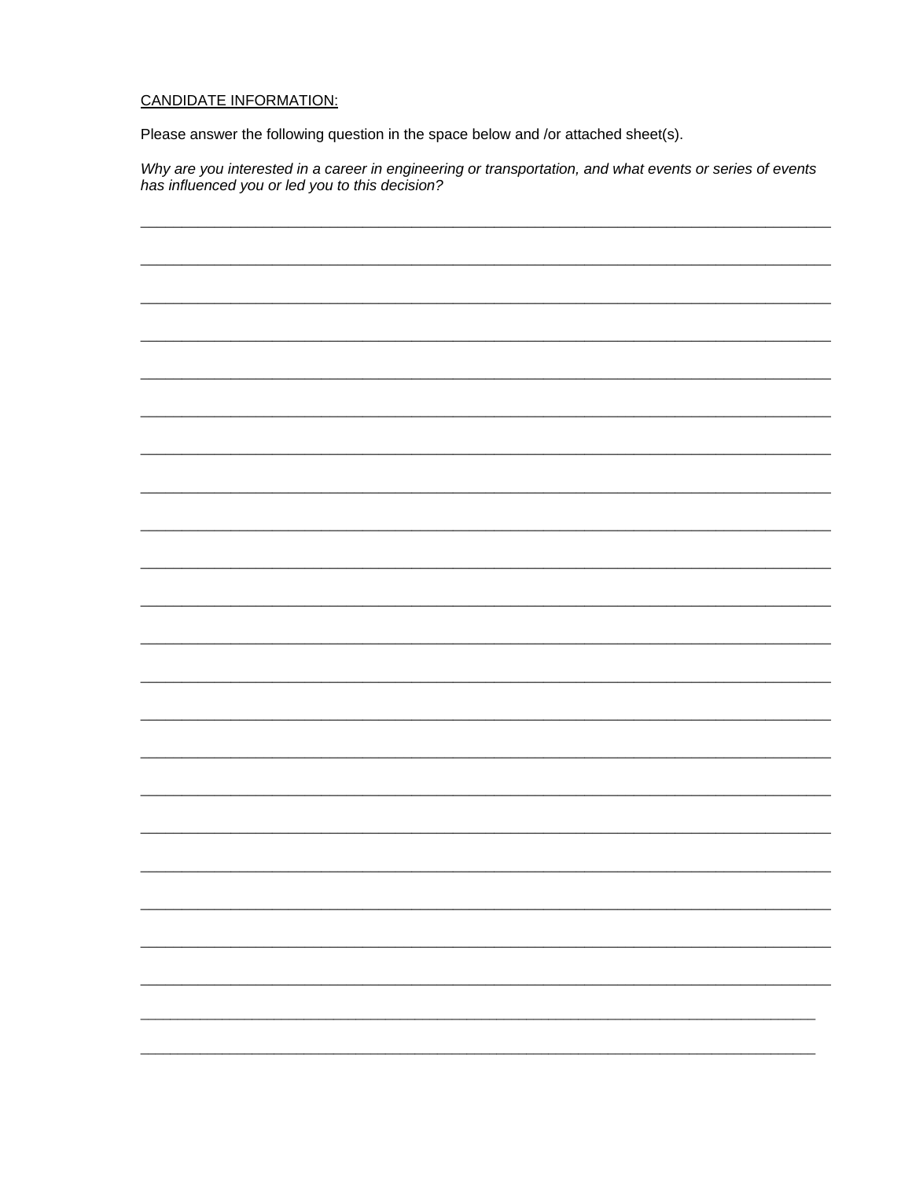<u>CANDIDATE INFORMATION:</u>

Please answer the following question in the space below and /or attached sheet(s).

*Why are you interested in a career in engineering or transportation, and what events or series of events has influenced you or led you to this decision?*

______________________________________________________________________________

______________________________________________________________________________

______________________________________________________________________________

______________________________________________________________________________

______________________________________________________________________________

______________________________________________________________________________

______________________________________________________________________________

______________________________________________________________________________

______________________________________________________________________________

______________________________________________________________________________

______________________________________________________________________________

______________________________________________________________________________

______________________________________________________________________________

______________________________________________________________________________

______________________________________________________________________________

______________________________________________________________________________

______________________________________________________________________________

______________________________________________________________________________

______________________________________________________________________________

______________________________________________________________________________

______________________________________________________________________________

_____________________________________________________________________________

_____________________________________________________________________________